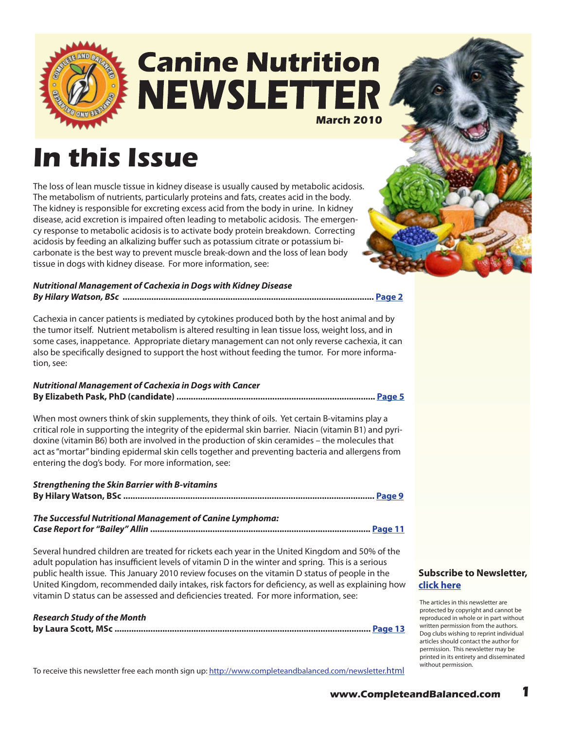# Canine Nutrition NEWSLETTER

**March 2010**

# In this Issue

The loss of lean muscle tissue in kidney disease is usually caused by metabolic acidosis. The metabolism of nutrients, particularly proteins and fats, creates acid in the body. The kidney is responsible for excreting excess acid from the body in urine. In kidney disease, acid excretion is impaired often leading to metabolic acidosis. The emergency response to metabolic acidosis is to activate body protein breakdown. Correcting acidosis by feeding an alkalizing buffer such as potassium citrate or potassium bicarbonate is the best way to prevent muscle break-down and the loss of lean body tissue in dogs with kidney disease. For more information, see:

***Nutritional Management of Cachexia in Dogs with Kidney Disease***
***By Hilary Watson, BSc*** ........................................ **Page 2**

Cachexia in cancer patients is mediated by cytokines produced both by the host animal and by the tumor itself. Nutrient metabolism is altered resulting in lean tissue loss, weight loss, and in some cases, inappetance. Appropriate dietary management can not only reverse cachexia, it can also be specifically designed to support the host without feeding the tumor. For more information, see:

***Nutritional Management of Cachexia in Dogs with Cancer***
**By Elizabeth Pask, PhD (candidate)** ........................................ **Page 5**

When most owners think of skin supplements, they think of oils. Yet certain B-vitamins play a critical role in supporting the integrity of the epidermal skin barrier. Niacin (vitamin B1) and pyridoxine (vitamin B6) both are involved in the production of skin ceramides – the molecules that act as "mortar" binding epidermal skin cells together and preventing bacteria and allergens from entering the dog's body. For more information, see:

***Strengthening the Skin Barrier with B-vitamins***
**By Hilary Watson, BSc** ........................................ **Page 9**

***The Successful Nutritional Management of Canine Lymphoma:***
***Case Report for "Bailey" Allin*** ........................................ **Page 11**

Several hundred children are treated for rickets each year in the United Kingdom and 50% of the adult population has insufficient levels of vitamin D in the winter and spring. This is a serious public health issue. This January 2010 review focuses on the vitamin D status of people in the United Kingdom, recommended daily intakes, risk factors for deficiency, as well as explaining how vitamin D status can be assessed and deficiencies treated. For more information, see:

***Research Study of the Month***
**by Laura Scott, MSc** ........................................ **Page 13**

To receive this newsletter free each month sign up: http://www.completeandbalanced.com/newsletter.html

**Subscribe to Newsletter, click here**

The articles in this newsletter are protected by copyright and cannot be reproduced in whole or in part without written permission from the authors. Dog clubs wishing to reprint individual articles should contact the author for permission. This newsletter may be printed in its entirety and disseminated without permission.

**www.CompleteandBalanced.com**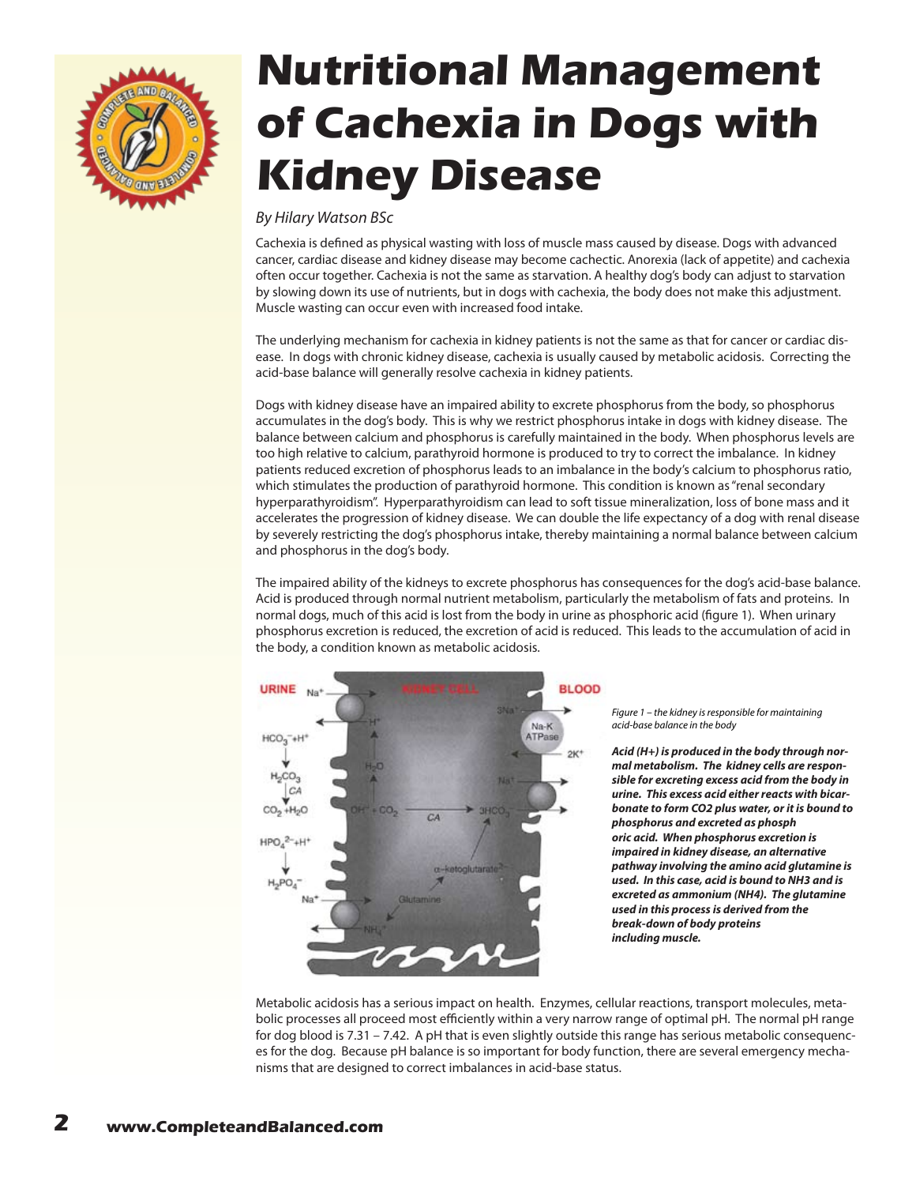# Nutritional Management of Cachexia in Dogs with Kidney Disease

*By Hilary Watson BSc*

Cachexia is defined as physical wasting with loss of muscle mass caused by disease. Dogs with advanced cancer, cardiac disease and kidney disease may become cachectic. Anorexia (lack of appetite) and cachexia often occur together. Cachexia is not the same as starvation. A healthy dog's body can adjust to starvation by slowing down its use of nutrients, but in dogs with cachexia, the body does not make this adjustment. Muscle wasting can occur even with increased food intake.

The underlying mechanism for cachexia in kidney patients is not the same as that for cancer or cardiac disease. In dogs with chronic kidney disease, cachexia is usually caused by metabolic acidosis. Correcting the acid-base balance will generally resolve cachexia in kidney patients.

Dogs with kidney disease have an impaired ability to excrete phosphorus from the body, so phosphorus accumulates in the dog's body. This is why we restrict phosphorus intake in dogs with kidney disease. The balance between calcium and phosphorus is carefully maintained in the body. When phosphorus levels are too high relative to calcium, parathyroid hormone is produced to try to correct the imbalance. In kidney patients reduced excretion of phosphorus leads to an imbalance in the body's calcium to phosphorus ratio, which stimulates the production of parathyroid hormone. This condition is known as "renal secondary hyperparathyroidism". Hyperparathyroidism can lead to soft tissue mineralization, loss of bone mass and it accelerates the progression of kidney disease. We can double the life expectancy of a dog with renal disease by severely restricting the dog's phosphorus intake, thereby maintaining a normal balance between calcium and phosphorus in the dog's body.

The impaired ability of the kidneys to excrete phosphorus has consequences for the dog's acid-base balance. Acid is produced through normal nutrient metabolism, particularly the metabolism of fats and proteins. In normal dogs, much of this acid is lost from the body in urine as phosphoric acid (figure 1). When urinary phosphorus excretion is reduced, the excretion of acid is reduced. This leads to the accumulation of acid in the body, a condition known as metabolic acidosis.

*Figure 1 – the kidney is responsible for maintaining acid-base balance in the body*

***Acid (H+) is produced in the body through normal metabolism. The kidney cells are responsible for excreting excess acid from the body in urine. This excess acid either reacts with bicarbonate to form CO2 plus water, or it is bound to phosphorus and excreted as phosphoric acid. When phosphorus excretion is impaired in kidney disease, an alternative pathway involving the amino acid glutamine is used. In this case, acid is bound to NH3 and is excreted as ammonium (NH4). The glutamine used in this process is derived from the break-down of body proteins including muscle.***

Metabolic acidosis has a serious impact on health. Enzymes, cellular reactions, transport molecules, metabolic processes all proceed most efficiently within a very narrow range of optimal pH. The normal pH range for dog blood is 7.31 – 7.42. A pH that is even slightly outside this range has serious metabolic consequences for the dog. Because pH balance is so important for body function, there are several emergency mechanisms that are designed to correct imbalances in acid-base status.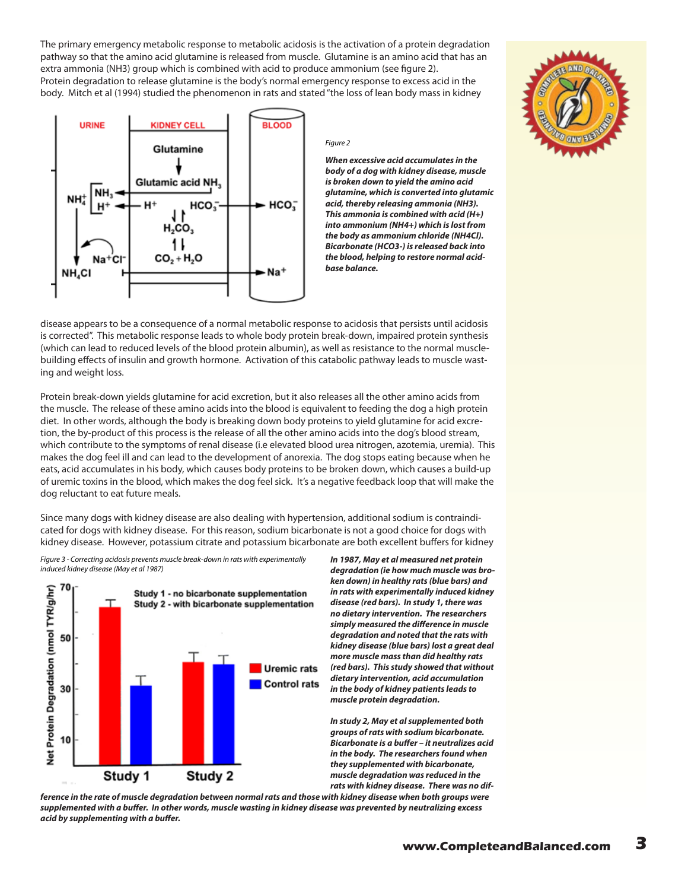The primary emergency metabolic response to metabolic acidosis is the activation of a protein degradation pathway so that the amino acid glutamine is released from muscle. Glutamine is an amino acid that has an extra ammonia (NH3) group which is combined with acid to produce ammonium (see figure 2). Protein degradation to release glutamine is the body's normal emergency response to excess acid in the body. Mitch et al (1994) studied the phenomenon in rats and stated "the loss of lean body mass in kidney disease appears to be a consequence of a normal metabolic response to acidosis that persists until acidosis is corrected". This metabolic response leads to whole body protein break-down, impaired protein synthesis (which can lead to reduced levels of the blood protein albumin), as well as resistance to the normal muscle-building effects of insulin and growth hormone. Activation of this catabolic pathway leads to muscle wasting and weight loss.

*Figure 2*

***When excessive acid accumulates in the body of a dog with kidney disease, muscle is broken down to yield the amino acid glutamine, which is converted into glutamic acid, thereby releasing ammonia (NH3). This ammonia is combined with acid (H+) into ammonium (NH4+) which is lost from the body as ammonium chloride (NH4Cl). Bicarbonate (HCO3-) is released back into the blood, helping to restore normal acid-base balance.***

Protein break-down yields glutamine for acid excretion, but it also releases all the other amino acids from the muscle. The release of these amino acids into the blood is equivalent to feeding the dog a high protein diet. In other words, although the body is breaking down body proteins to yield glutamine for acid excretion, the by-product of this process is the release of all the other amino acids into the dog's blood stream, which contribute to the symptoms of renal disease (i.e elevated blood urea nitrogen, azotemia, uremia). This makes the dog feel ill and can lead to the development of anorexia. The dog stops eating because when he eats, acid accumulates in his body, which causes body proteins to be broken down, which causes a build-up of uremic toxins in the blood, which makes the dog feel sick. It's a negative feedback loop that will make the dog reluctant to eat future meals.

Since many dogs with kidney disease are also dealing with hypertension, additional sodium is contraindicated for dogs with kidney disease. For this reason, sodium bicarbonate is not a good choice for dogs with kidney disease. However, potassium citrate and potassium bicarbonate are both excellent buffers for kidney

*Figure 3 - Correcting acidosis prevents muscle break-down in rats with experimentally induced kidney disease (May et al 1987)*

***In 1987, May et al measured net protein degradation (ie how much muscle was broken down) in healthy rats (blue bars) and in rats with experimentally induced kidney disease (red bars). In study 1, there was no dietary intervention. The researchers simply measured the difference in muscle degradation and noted that the rats with kidney disease (blue bars) lost a great deal more muscle mass than did healthy rats (red bars). This study showed that without dietary intervention, acid accumulation in the body of kidney patients leads to muscle protein degradation.***

***In study 2, May et al supplemented both groups of rats with sodium bicarbonate. Bicarbonate is a buffer – it neutralizes acid in the body. The researchers found when they supplemented with bicarbonate, muscle degradation was reduced in the rats with kidney disease. There was no difference in the rate of muscle degradation between normal rats and those with kidney disease when both groups were supplemented with a buffer. In other words, muscle wasting in kidney disease was prevented by neutralizing excess acid by supplementing with a buffer.***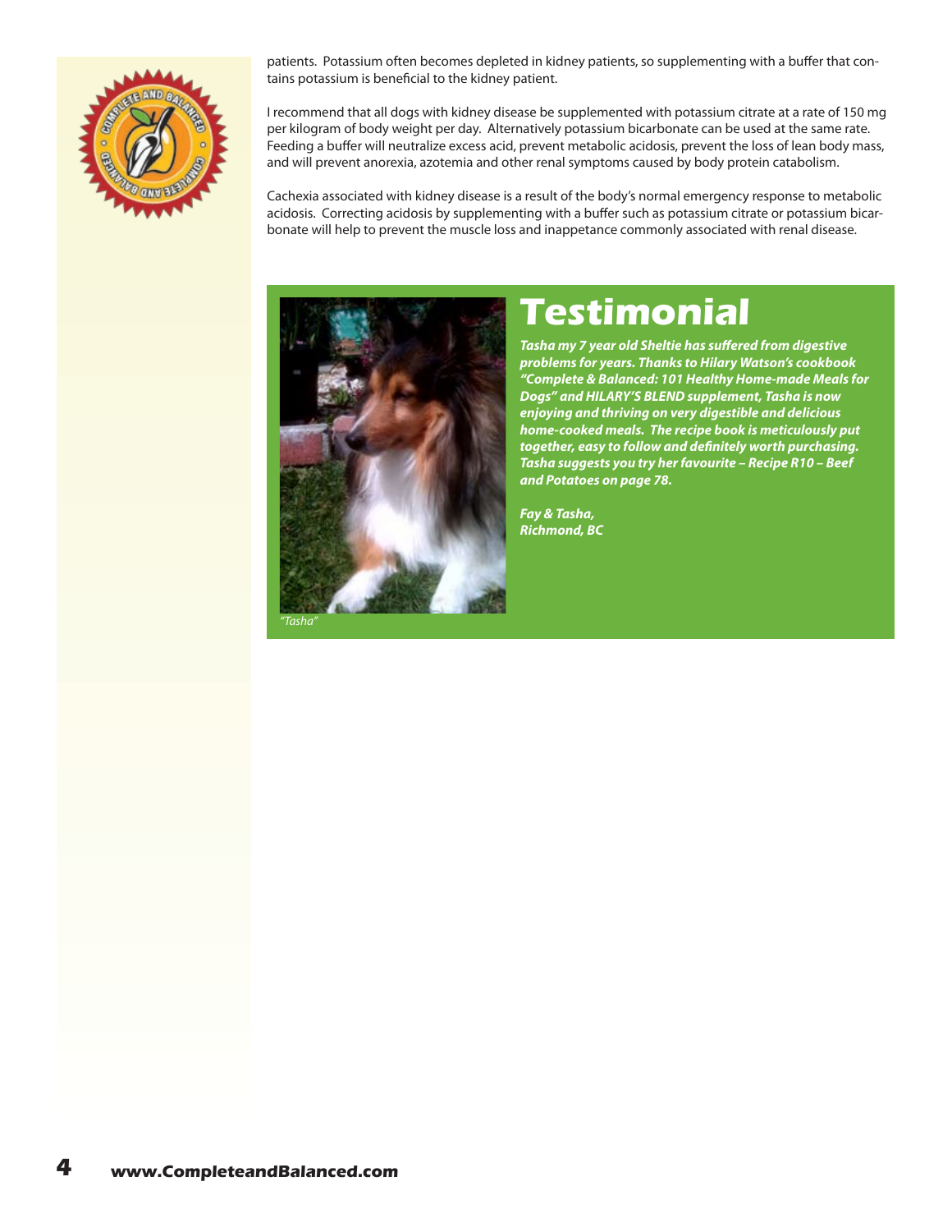patients. Potassium often becomes depleted in kidney patients, so supplementing with a buffer that contains potassium is beneficial to the kidney patient.

I recommend that all dogs with kidney disease be supplemented with potassium citrate at a rate of 150 mg per kilogram of body weight per day. Alternatively potassium bicarbonate can be used at the same rate. Feeding a buffer will neutralize excess acid, prevent metabolic acidosis, prevent the loss of lean body mass, and will prevent anorexia, azotemia and other renal symptoms caused by body protein catabolism.

Cachexia associated with kidney disease is a result of the body's normal emergency response to metabolic acidosis. Correcting acidosis by supplementing with a buffer such as potassium citrate or potassium bicarbonate will help to prevent the muscle loss and inappetance commonly associated with renal disease.

## Testimonial

***Tasha my 7 year old Sheltie has suffered from digestive problems for years. Thanks to Hilary Watson's cookbook "Complete & Balanced: 101 Healthy Home-made Meals for Dogs" and HILARY'S BLEND supplement, Tasha is now enjoying and thriving on very digestible and delicious home-cooked meals. The recipe book is meticulously put together, easy to follow and definitely worth purchasing. Tasha suggests you try her favourite – Recipe R10 – Beef and Potatoes on page 78.***

***Fay & Tasha,***
***Richmond, BC***

*"Tasha"*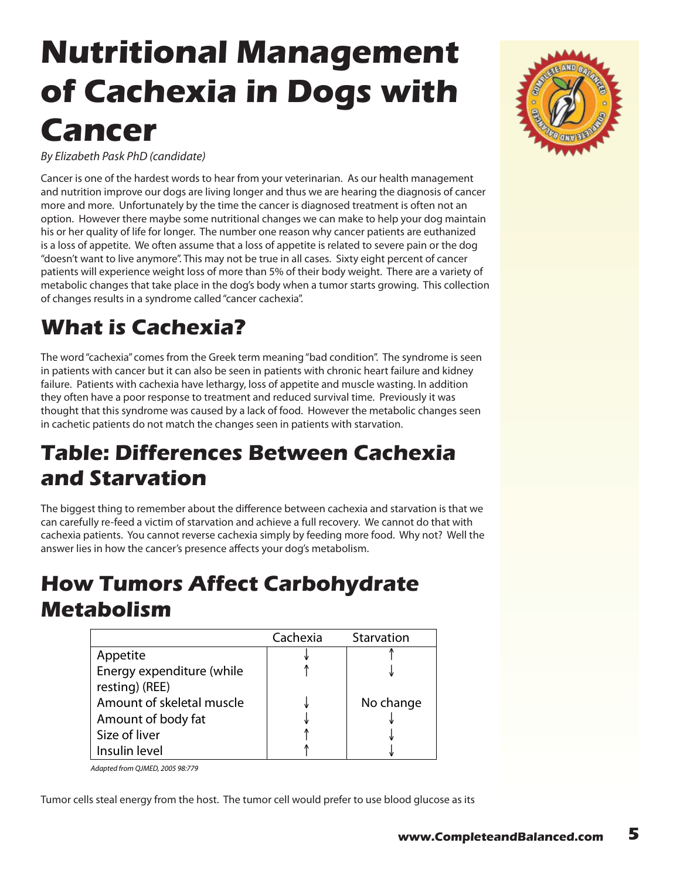# Nutritional Management of Cachexia in Dogs with Cancer

*By Elizabeth Pask PhD (candidate)*

Cancer is one of the hardest words to hear from your veterinarian. As our health management and nutrition improve our dogs are living longer and thus we are hearing the diagnosis of cancer more and more. Unfortunately by the time the cancer is diagnosed treatment is often not an option. However there maybe some nutritional changes we can make to help your dog maintain his or her quality of life for longer. The number one reason why cancer patients are euthanized is a loss of appetite. We often assume that a loss of appetite is related to severe pain or the dog "doesn't want to live anymore". This may not be true in all cases. Sixty eight percent of cancer patients will experience weight loss of more than 5% of their body weight. There are a variety of metabolic changes that take place in the dog's body when a tumor starts growing. This collection of changes results in a syndrome called "cancer cachexia".

## What is Cachexia?

The word "cachexia" comes from the Greek term meaning "bad condition". The syndrome is seen in patients with cancer but it can also be seen in patients with chronic heart failure and kidney failure. Patients with cachexia have lethargy, loss of appetite and muscle wasting. In addition they often have a poor response to treatment and reduced survival time. Previously it was thought that this syndrome was caused by a lack of food. However the metabolic changes seen in cachetic patients do not match the changes seen in patients with starvation.

## Table: Differences Between Cachexia and Starvation

The biggest thing to remember about the difference between cachexia and starvation is that we can carefully re-feed a victim of starvation and achieve a full recovery. We cannot do that with cachexia patients. You cannot reverse cachexia simply by feeding more food. Why not? Well the answer lies in how the cancer's presence affects your dog's metabolism.

## How Tumors Affect Carbohydrate Metabolism

| | Cachexia | Starvation |
|---|---|---|
| Appetite | ↓ | ↑ |
| Energy expenditure (while resting) (REE) | ↑ | ↓ |
| Amount of skeletal muscle | ↓ | No change |
| Amount of body fat | ↓ | ↓ |
| Size of liver | ↑ | ↓ |
| Insulin level | ↑ | ↓ |

*Adapted from QJMED, 2005 98:779*

Tumor cells steal energy from the host. The tumor cell would prefer to use blood glucose as its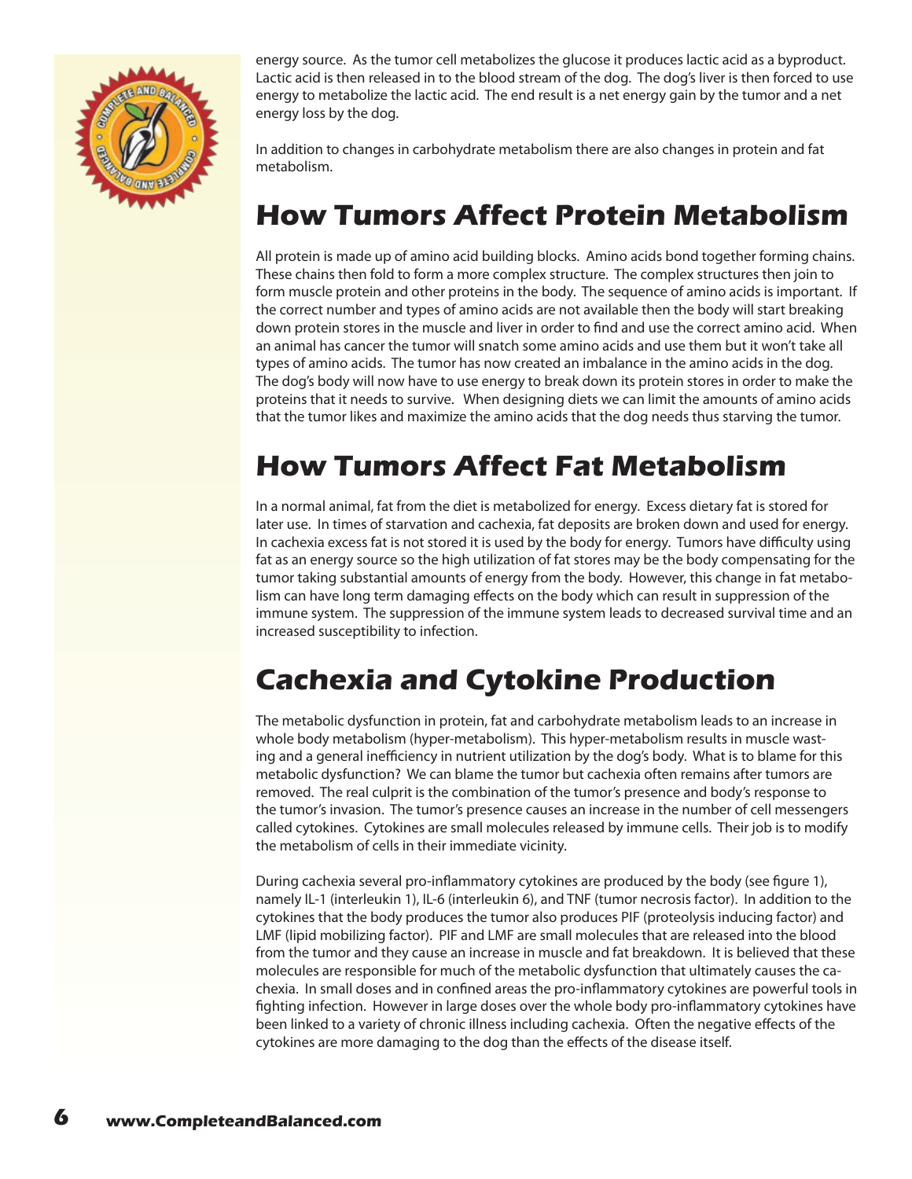energy source. As the tumor cell metabolizes the glucose it produces lactic acid as a byproduct. Lactic acid is then released in to the blood stream of the dog. The dog's liver is then forced to use energy to metabolize the lactic acid. The end result is a net energy gain by the tumor and a net energy loss by the dog.

In addition to changes in carbohydrate metabolism there are also changes in protein and fat metabolism.

## How Tumors Affect Protein Metabolism

All protein is made up of amino acid building blocks. Amino acids bond together forming chains. These chains then fold to form a more complex structure. The complex structures then join to form muscle protein and other proteins in the body. The sequence of amino acids is important. If the correct number and types of amino acids are not available then the body will start breaking down protein stores in the muscle and liver in order to find and use the correct amino acid. When an animal has cancer the tumor will snatch some amino acids and use them but it won't take all types of amino acids. The tumor has now created an imbalance in the amino acids in the dog. The dog's body will now have to use energy to break down its protein stores in order to make the proteins that it needs to survive. When designing diets we can limit the amounts of amino acids that the tumor likes and maximize the amino acids that the dog needs thus starving the tumor.

## How Tumors Affect Fat Metabolism

In a normal animal, fat from the diet is metabolized for energy. Excess dietary fat is stored for later use. In times of starvation and cachexia, fat deposits are broken down and used for energy. In cachexia excess fat is not stored it is used by the body for energy. Tumors have difficulty using fat as an energy source so the high utilization of fat stores may be the body compensating for the tumor taking substantial amounts of energy from the body. However, this change in fat metabolism can have long term damaging effects on the body which can result in suppression of the immune system. The suppression of the immune system leads to decreased survival time and an increased susceptibility to infection.

## Cachexia and Cytokine Production

The metabolic dysfunction in protein, fat and carbohydrate metabolism leads to an increase in whole body metabolism (hyper-metabolism). This hyper-metabolism results in muscle wasting and a general inefficiency in nutrient utilization by the dog's body. What is to blame for this metabolic dysfunction? We can blame the tumor but cachexia often remains after tumors are removed. The real culprit is the combination of the tumor's presence and body's response to the tumor's invasion. The tumor's presence causes an increase in the number of cell messengers called cytokines. Cytokines are small molecules released by immune cells. Their job is to modify the metabolism of cells in their immediate vicinity.

During cachexia several pro-inflammatory cytokines are produced by the body (see figure 1), namely IL-1 (interleukin 1), IL-6 (interleukin 6), and TNF (tumor necrosis factor). In addition to the cytokines that the body produces the tumor also produces PIF (proteolysis inducing factor) and LMF (lipid mobilizing factor). PIF and LMF are small molecules that are released into the blood from the tumor and they cause an increase in muscle and fat breakdown. It is believed that these molecules are responsible for much of the metabolic dysfunction that ultimately causes the cachexia. In small doses and in confined areas the pro-inflammatory cytokines are powerful tools in fighting infection. However in large doses over the whole body pro-inflammatory cytokines have been linked to a variety of chronic illness including cachexia. Often the negative effects of the cytokines are more damaging to the dog than the effects of the disease itself.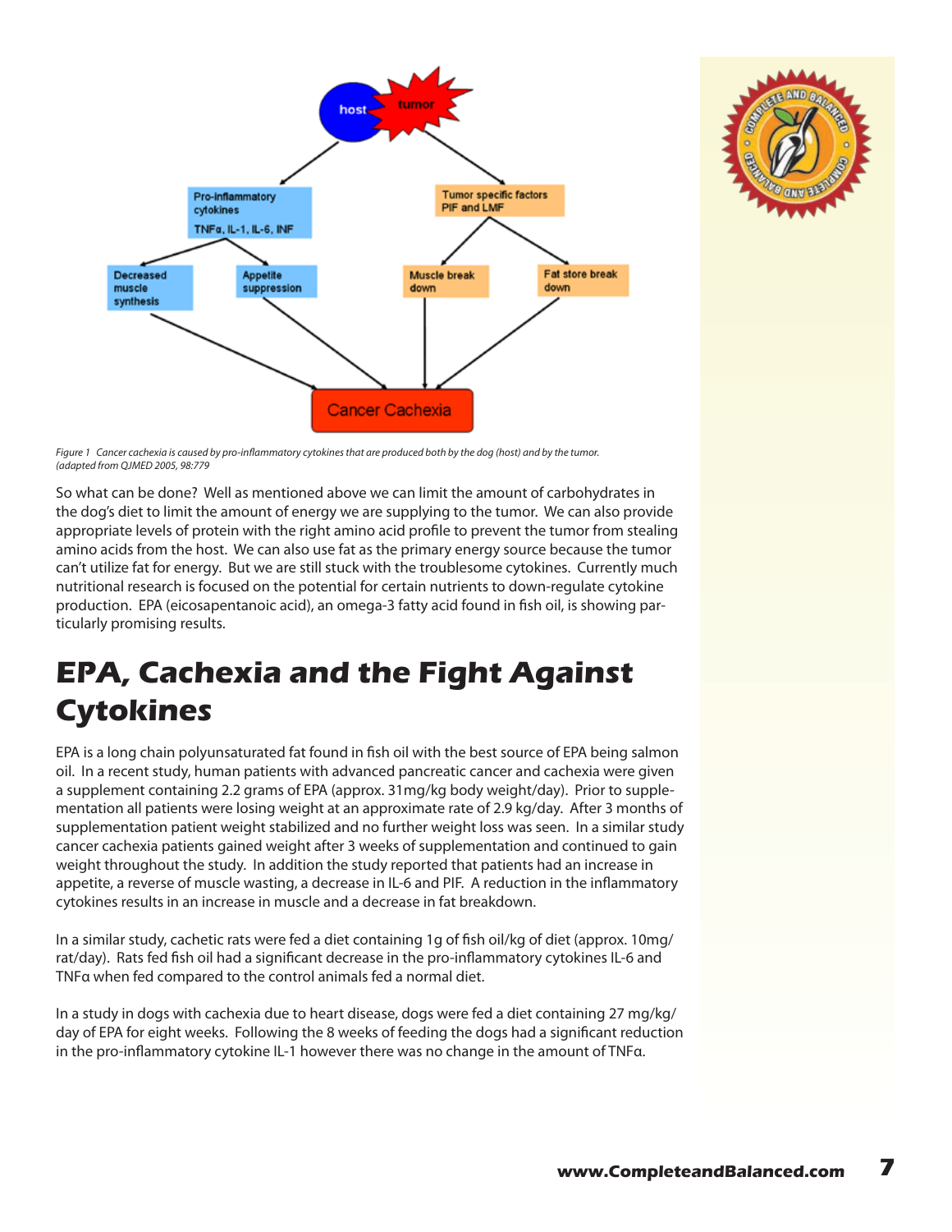Figure 1 Cancer cachexia is caused by pro-inflammatory cytokines that are produced both by the dog (host) and by the tumor. (adapted from QJMED 2005, 98:779

So what can be done? Well as mentioned above we can limit the amount of carbohydrates in the dog's diet to limit the amount of energy we are supplying to the tumor. We can also provide appropriate levels of protein with the right amino acid profile to prevent the tumor from stealing amino acids from the host. We can also use fat as the primary energy source because the tumor can't utilize fat for energy. But we are still stuck with the troublesome cytokines. Currently much nutritional research is focused on the potential for certain nutrients to down-regulate cytokine production. EPA (eicosapentanoic acid), an omega-3 fatty acid found in fish oil, is showing particularly promising results.

## EPA, Cachexia and the Fight Against Cytokines

EPA is a long chain polyunsaturated fat found in fish oil with the best source of EPA being salmon oil. In a recent study, human patients with advanced pancreatic cancer and cachexia were given a supplement containing 2.2 grams of EPA (approx. 31mg/kg body weight/day). Prior to supplementation all patients were losing weight at an approximate rate of 2.9 kg/day. After 3 months of supplementation patient weight stabilized and no further weight loss was seen. In a similar study cancer cachexia patients gained weight after 3 weeks of supplementation and continued to gain weight throughout the study. In addition the study reported that patients had an increase in appetite, a reverse of muscle wasting, a decrease in IL-6 and PIF. A reduction in the inflammatory cytokines results in an increase in muscle and a decrease in fat breakdown.

In a similar study, cachetic rats were fed a diet containing 1g of fish oil/kg of diet (approx. 10mg/rat/day). Rats fed fish oil had a significant decrease in the pro-inflammatory cytokines IL-6 and TNFα when fed compared to the control animals fed a normal diet.

In a study in dogs with cachexia due to heart disease, dogs were fed a diet containing 27 mg/kg/day of EPA for eight weeks. Following the 8 weeks of feeding the dogs had a significant reduction in the pro-inflammatory cytokine IL-1 however there was no change in the amount of TNFα.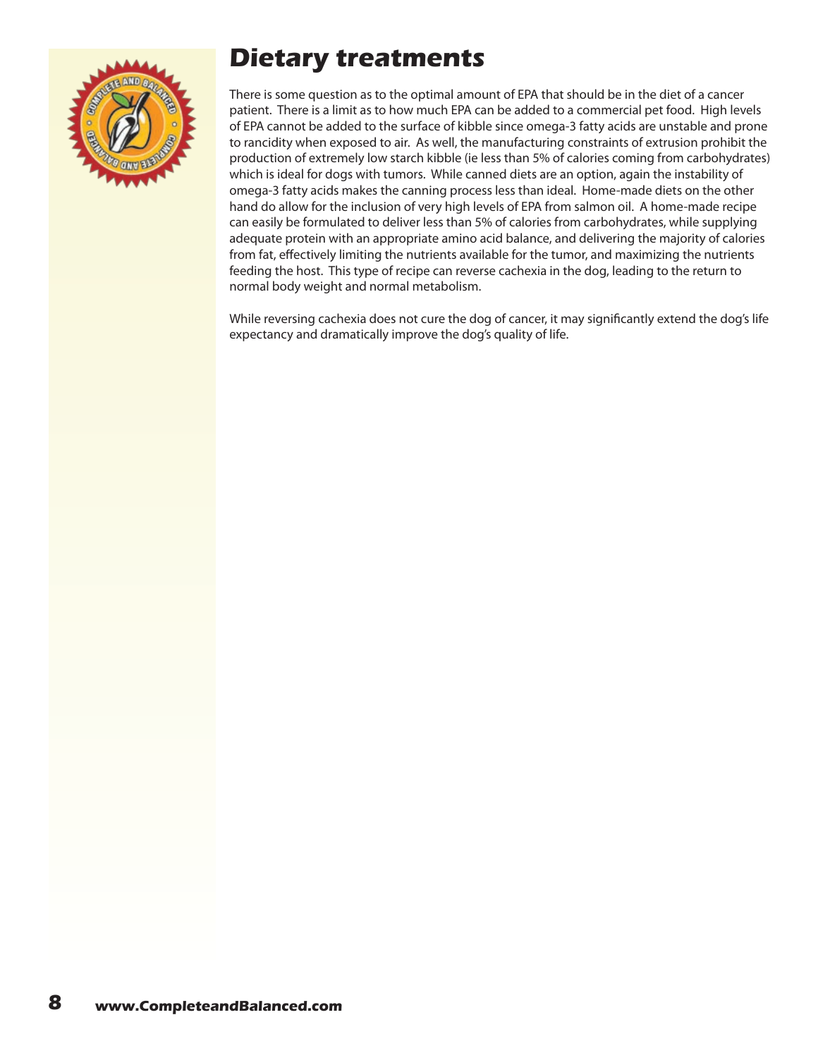# Dietary treatments

There is some question as to the optimal amount of EPA that should be in the diet of a cancer patient. There is a limit as to how much EPA can be added to a commercial pet food. High levels of EPA cannot be added to the surface of kibble since omega-3 fatty acids are unstable and prone to rancidity when exposed to air. As well, the manufacturing constraints of extrusion prohibit the production of extremely low starch kibble (ie less than 5% of calories coming from carbohydrates) which is ideal for dogs with tumors. While canned diets are an option, again the instability of omega-3 fatty acids makes the canning process less than ideal. Home-made diets on the other hand do allow for the inclusion of very high levels of EPA from salmon oil. A home-made recipe can easily be formulated to deliver less than 5% of calories from carbohydrates, while supplying adequate protein with an appropriate amino acid balance, and delivering the majority of calories from fat, effectively limiting the nutrients available for the tumor, and maximizing the nutrients feeding the host. This type of recipe can reverse cachexia in the dog, leading to the return to normal body weight and normal metabolism.

While reversing cachexia does not cure the dog of cancer, it may significantly extend the dog's life expectancy and dramatically improve the dog's quality of life.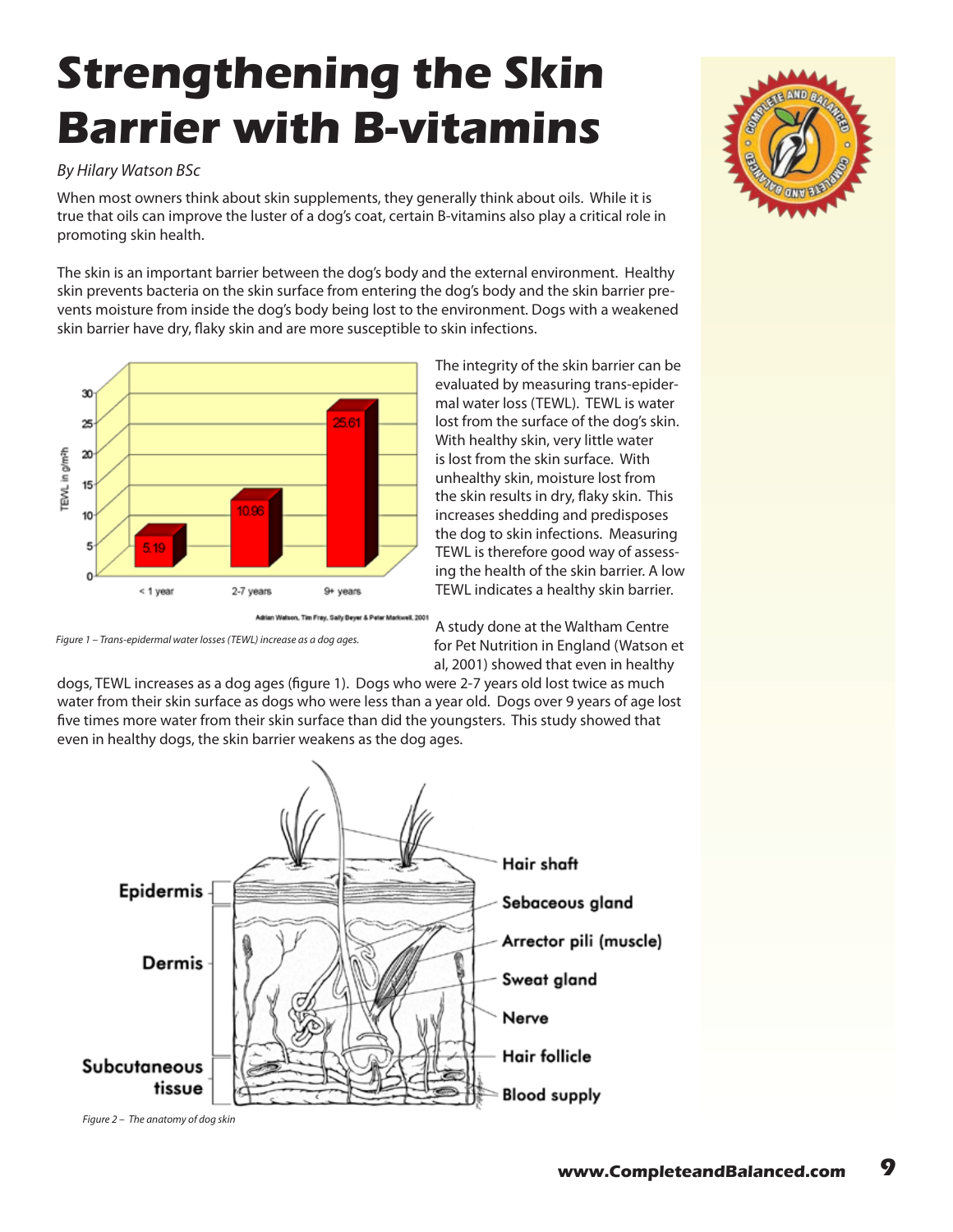# Strengthening the Skin Barrier with B-vitamins

*By Hilary Watson BSc*

When most owners think about skin supplements, they generally think about oils. While it is true that oils can improve the luster of a dog's coat, certain B-vitamins also play a critical role in promoting skin health.

The skin is an important barrier between the dog's body and the external environment. Healthy skin prevents bacteria on the skin surface from entering the dog's body and the skin barrier prevents moisture from inside the dog's body being lost to the environment. Dogs with a weakened skin barrier have dry, flaky skin and are more susceptible to skin infections.

*Figure 1 – Trans-epidermal water losses (TEWL) increase as a dog ages.*

The integrity of the skin barrier can be evaluated by measuring trans-epidermal water loss (TEWL). TEWL is water lost from the surface of the dog's skin. With healthy skin, very little water is lost from the skin surface. With unhealthy skin, moisture lost from the skin results in dry, flaky skin. This increases shedding and predisposes the dog to skin infections. Measuring TEWL is therefore good way of assessing the health of the skin barrier. A low TEWL indicates a healthy skin barrier.

A study done at the Waltham Centre for Pet Nutrition in England (Watson et al, 2001) showed that even in healthy dogs, TEWL increases as a dog ages (figure 1). Dogs who were 2-7 years old lost twice as much water from their skin surface as dogs who were less than a year old. Dogs over 9 years of age lost five times more water from their skin surface than did the youngsters. This study showed that even in healthy dogs, the skin barrier weakens as the dog ages.

*Figure 2 – The anatomy of dog skin*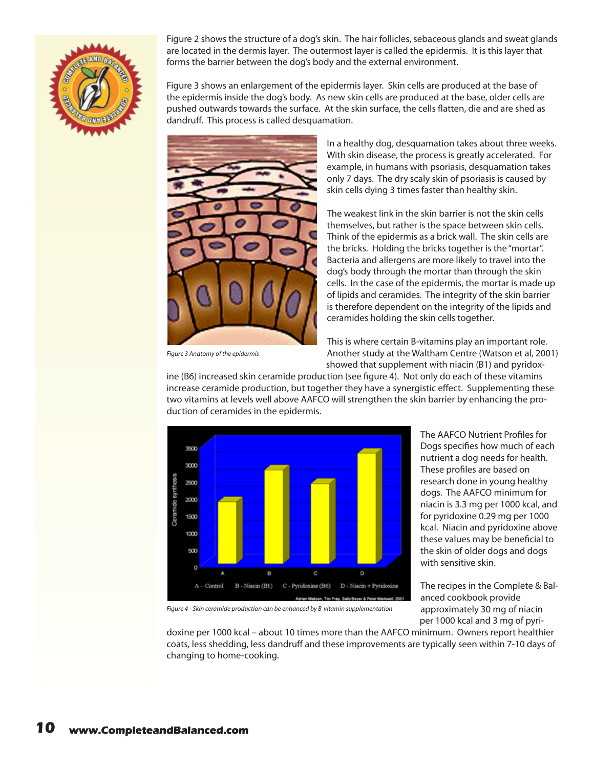Figure 2 shows the structure of a dog's skin. The hair follicles, sebaceous glands and sweat glands are located in the dermis layer. The outermost layer is called the epidermis. It is this layer that forms the barrier between the dog's body and the external environment.

Figure 3 shows an enlargement of the epidermis layer. Skin cells are produced at the base of the epidermis inside the dog's body. As new skin cells are produced at the base, older cells are pushed outwards towards the surface. At the skin surface, the cells flatten, die and are shed as dandruff. This process is called desquamation.

*Figure 3 Anatomy of the epidermis*

In a healthy dog, desquamation takes about three weeks. With skin disease, the process is greatly accelerated. For example, in humans with psoriasis, desquamation takes only 7 days. The dry scaly skin of psoriasis is caused by skin cells dying 3 times faster than healthy skin.

The weakest link in the skin barrier is not the skin cells themselves, but rather is the space between skin cells. Think of the epidermis as a brick wall. The skin cells are the bricks. Holding the bricks together is the "mortar". Bacteria and allergens are more likely to travel into the dog's body through the mortar than through the skin cells. In the case of the epidermis, the mortar is made up of lipids and ceramides. The integrity of the skin barrier is therefore dependent on the integrity of the lipids and ceramides holding the skin cells together.

This is where certain B-vitamins play an important role. Another study at the Waltham Centre (Watson et al, 2001) showed that supplement with niacin (B1) and pyridoxine (B6) increased skin ceramide production (see figure 4). Not only do each of these vitamins increase ceramide production, but together they have a synergistic effect. Supplementing these two vitamins at levels well above AAFCO will strengthen the skin barrier by enhancing the production of ceramides in the epidermis.

*Figure 4 - Skin ceramide production can be enhanced by B-vitamin supplementation*

The AAFCO Nutrient Profiles for Dogs specifies how much of each nutrient a dog needs for health. These profiles are based on research done in young healthy dogs. The AAFCO minimum for niacin is 3.3 mg per 1000 kcal, and for pyridoxine 0.29 mg per 1000 kcal. Niacin and pyridoxine above these values may be beneficial to the skin of older dogs and dogs with sensitive skin.

The recipes in the Complete & Balanced cookbook provide approximately 30 mg of niacin per 1000 kcal and 3 mg of pyridoxine per 1000 kcal – about 10 times more than the AAFCO minimum. Owners report healthier coats, less shedding, less dandruff and these improvements are typically seen within 7-10 days of changing to home-cooking.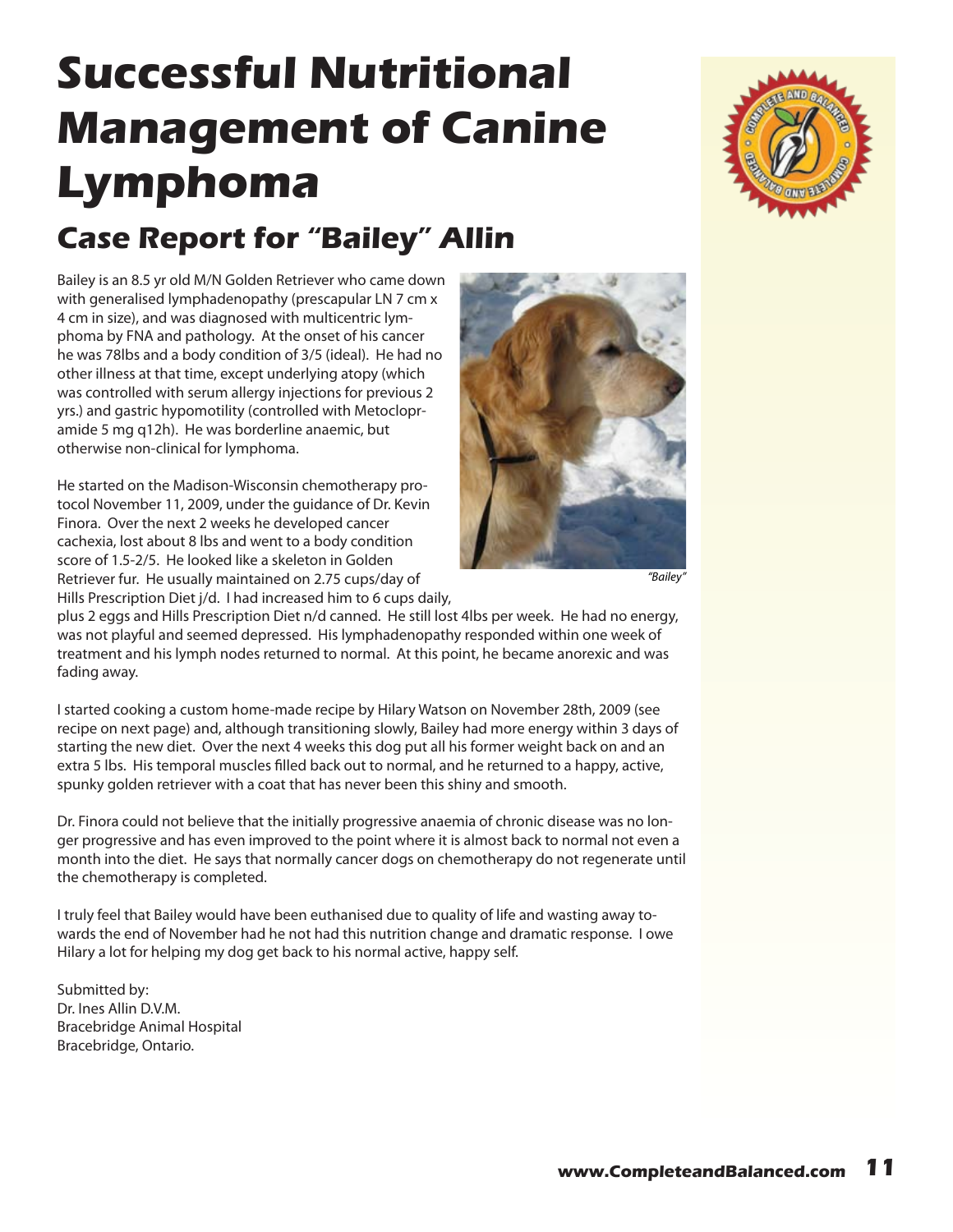# Successful Nutritional Management of Canine Lymphoma

## Case Report for "Bailey" Allin

Bailey is an 8.5 yr old M/N Golden Retriever who came down with generalised lymphadenopathy (prescapular LN 7 cm x 4 cm in size), and was diagnosed with multicentric lymphoma by FNA and pathology. At the onset of his cancer he was 78lbs and a body condition of 3/5 (ideal). He had no other illness at that time, except underlying atopy (which was controlled with serum allergy injections for previous 2 yrs.) and gastric hypomotility (controlled with Metoclopramide 5 mg q12h). He was borderline anaemic, but otherwise non-clinical for lymphoma.

He started on the Madison-Wisconsin chemotherapy protocol November 11, 2009, under the guidance of Dr. Kevin Finora. Over the next 2 weeks he developed cancer cachexia, lost about 8 lbs and went to a body condition score of 1.5-2/5. He looked like a skeleton in Golden Retriever fur. He usually maintained on 2.75 cups/day of Hills Prescription Diet j/d. I had increased him to 6 cups daily, plus 2 eggs and Hills Prescription Diet n/d canned. He still lost 4lbs per week. He had no energy, was not playful and seemed depressed. His lymphadenopathy responded within one week of treatment and his lymph nodes returned to normal. At this point, he became anorexic and was fading away.

*"Bailey"*

I started cooking a custom home-made recipe by Hilary Watson on November 28th, 2009 (see recipe on next page) and, although transitioning slowly, Bailey had more energy within 3 days of starting the new diet. Over the next 4 weeks this dog put all his former weight back on and an extra 5 lbs. His temporal muscles filled back out to normal, and he returned to a happy, active, spunky golden retriever with a coat that has never been this shiny and smooth.

Dr. Finora could not believe that the initially progressive anaemia of chronic disease was no longer progressive and has even improved to the point where it is almost back to normal not even a month into the diet. He says that normally cancer dogs on chemotherapy do not regenerate until the chemotherapy is completed.

I truly feel that Bailey would have been euthanised due to quality of life and wasting away towards the end of November had he not had this nutrition change and dramatic response. I owe Hilary a lot for helping my dog get back to his normal active, happy self.

Submitted by:
Dr. Ines Allin D.V.M.
Bracebridge Animal Hospital
Bracebridge, Ontario.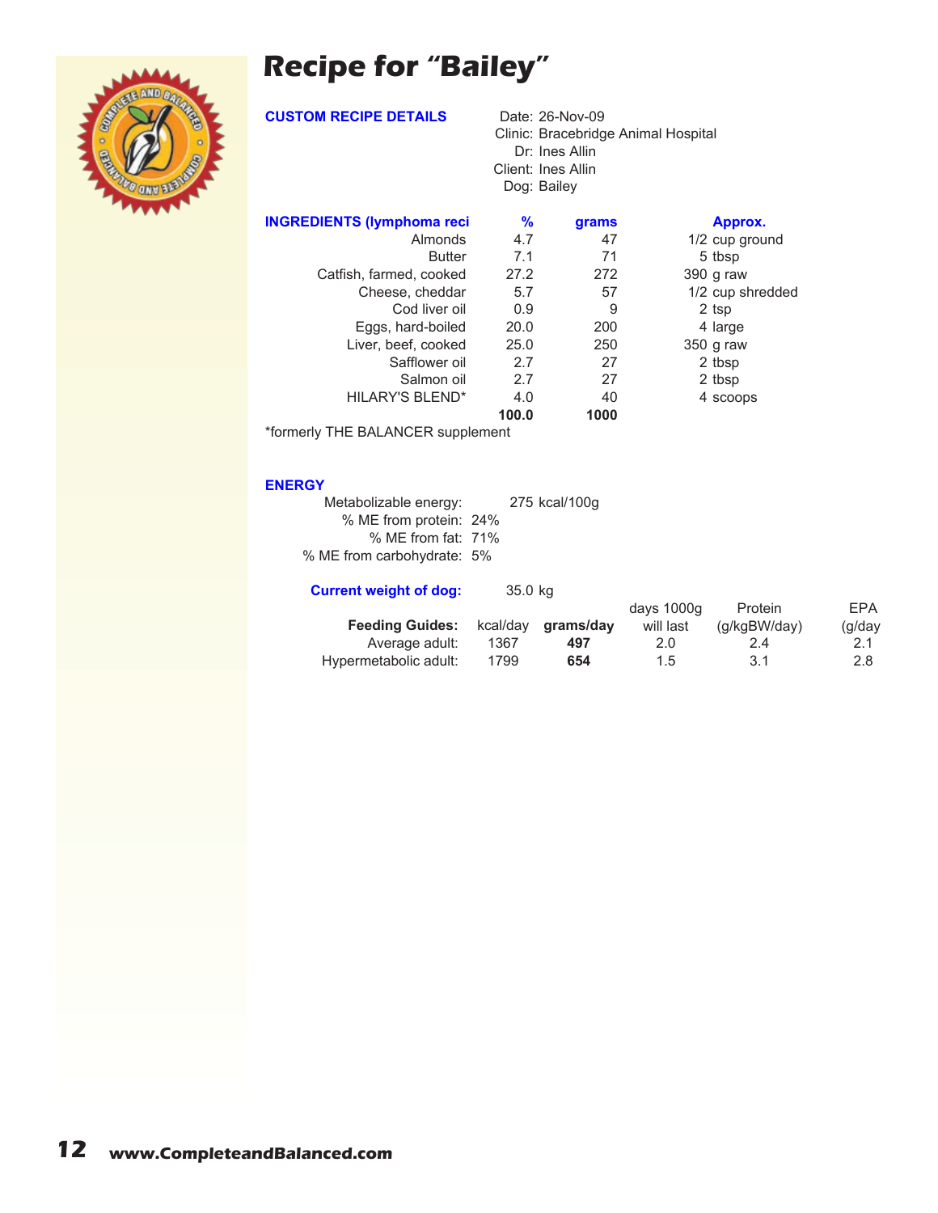# Recipe for "Bailey"

**CUSTOM RECIPE DETAILS**

Date: 26-Nov-09
Clinic: Bracebridge Animal Hospital
Dr: Ines Allin
Client: Ines Allin
Dog: Bailey

| INGREDIENTS (lymphoma reci | % | grams | Approx. |
|---|---|---|---|
| Almonds | 4.7 | 47 | 1/2 cup ground |
| Butter | 7.1 | 71 | 5 tbsp |
| Catfish, farmed, cooked | 27.2 | 272 | 390 g raw |
| Cheese, cheddar | 5.7 | 57 | 1/2 cup shredded |
| Cod liver oil | 0.9 | 9 | 2 tsp |
| Eggs, hard-boiled | 20.0 | 200 | 4 large |
| Liver, beef, cooked | 25.0 | 250 | 350 g raw |
| Safflower oil | 2.7 | 27 | 2 tbsp |
| Salmon oil | 2.7 | 27 | 2 tbsp |
| HILARY'S BLEND* | 4.0 | 40 | 4 scoops |
| | **100.0** | **1000** | |

*formerly THE BALANCER supplement

**ENERGY**

Metabolizable energy: 275 kcal/100g
% ME from protein: 24%
% ME from fat: 71%
% ME from carbohydrate: 5%

**Current weight of dog:** 35.0 kg

| Feeding Guides: | kcal/day | grams/day | days 1000g will last | Protein (g/kgBW/day) | EPA (g/day |
|---|---|---|---|---|---|
| Average adult: | 1367 | **497** | 2.0 | 2.4 | 2.1 |
| Hypermetabolic adult: | 1799 | **654** | 1.5 | 3.1 | 2.8 |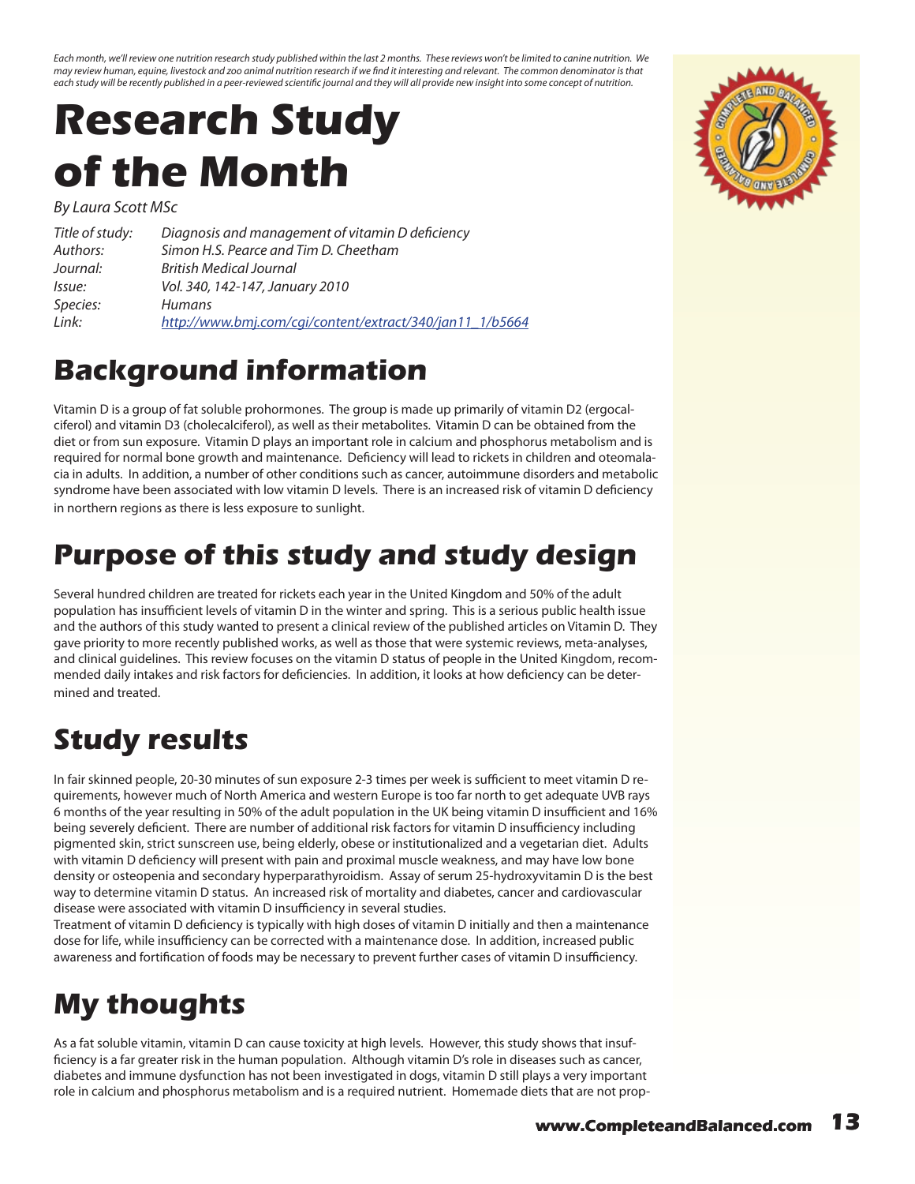*Each month, we'll review one nutrition research study published within the last 2 months. These reviews won't be limited to canine nutrition. We may review human, equine, livestock and zoo animal nutrition research if we find it interesting and relevant. The common denominator is that each study will be recently published in a peer-reviewed scientific journal and they will all provide new insight into some concept of nutrition.*

# Research Study of the Month

*By Laura Scott MSc*

| | |
|---|---|
| *Title of study:* | *Diagnosis and management of vitamin D deficiency* |
| *Authors:* | *Simon H.S. Pearce and Tim D. Cheetham* |
| *Journal:* | *British Medical Journal* |
| *Issue:* | *Vol. 340, 142-147, January 2010* |
| *Species:* | *Humans* |
| *Link:* | *http://www.bmj.com/cgi/content/extract/340/jan11_1/b5664* |

## Background information

Vitamin D is a group of fat soluble prohormones. The group is made up primarily of vitamin D2 (ergocalciferol) and vitamin D3 (cholecalciferol), as well as their metabolites. Vitamin D can be obtained from the diet or from sun exposure. Vitamin D plays an important role in calcium and phosphorus metabolism and is required for normal bone growth and maintenance. Deficiency will lead to rickets in children and oteomalacia in adults. In addition, a number of other conditions such as cancer, autoimmune disorders and metabolic syndrome have been associated with low vitamin D levels. There is an increased risk of vitamin D deficiency in northern regions as there is less exposure to sunlight.

## Purpose of this study and study design

Several hundred children are treated for rickets each year in the United Kingdom and 50% of the adult population has insufficient levels of vitamin D in the winter and spring. This is a serious public health issue and the authors of this study wanted to present a clinical review of the published articles on Vitamin D. They gave priority to more recently published works, as well as those that were systemic reviews, meta-analyses, and clinical guidelines. This review focuses on the vitamin D status of people in the United Kingdom, recommended daily intakes and risk factors for deficiencies. In addition, it looks at how deficiency can be determined and treated.

## Study results

In fair skinned people, 20-30 minutes of sun exposure 2-3 times per week is sufficient to meet vitamin D requirements, however much of North America and western Europe is too far north to get adequate UVB rays 6 months of the year resulting in 50% of the adult population in the UK being vitamin D insufficient and 16% being severely deficient. There are number of additional risk factors for vitamin D insufficiency including pigmented skin, strict sunscreen use, being elderly, obese or institutionalized and a vegetarian diet. Adults with vitamin D deficiency will present with pain and proximal muscle weakness, and may have low bone density or osteopenia and secondary hyperparathyroidism. Assay of serum 25-hydroxyvitamin D is the best way to determine vitamin D status. An increased risk of mortality and diabetes, cancer and cardiovascular disease were associated with vitamin D insufficiency in several studies.

Treatment of vitamin D deficiency is typically with high doses of vitamin D initially and then a maintenance dose for life, while insufficiency can be corrected with a maintenance dose. In addition, increased public awareness and fortification of foods may be necessary to prevent further cases of vitamin D insufficiency.

## My thoughts

As a fat soluble vitamin, vitamin D can cause toxicity at high levels. However, this study shows that insufficiency is a far greater risk in the human population. Although vitamin D's role in diseases such as cancer, diabetes and immune dysfunction has not been investigated in dogs, vitamin D still plays a very important role in calcium and phosphorus metabolism and is a required nutrient. Homemade diets that are not prop-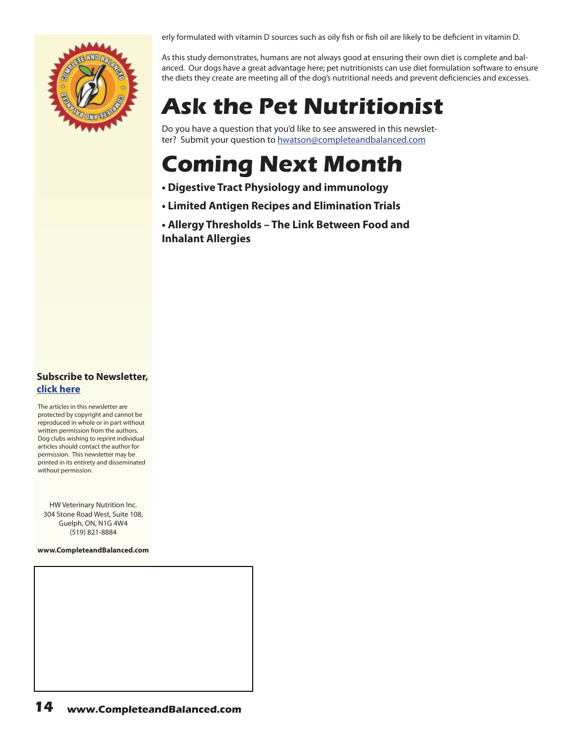erly formulated with vitamin D sources such as oily fish or fish oil are likely to be deficient in vitamin D.

As this study demonstrates, humans are not always good at ensuring their own diet is complete and balanced. Our dogs have a great advantage here; pet nutritionists can use diet formulation software to ensure the diets they create are meeting all of the dog's nutritional needs and prevent deficiencies and excesses.

# Ask the Pet Nutritionist

Do you have a question that you'd like to see answered in this newsletter? Submit your question to hwatson@completeandbalanced.com

# Coming Next Month

- **Digestive Tract Physiology and immunology**
- **Limited Antigen Recipes and Elimination Trials**
- **Allergy Thresholds – The Link Between Food and Inhalant Allergies**

**Subscribe to Newsletter, click here**

The articles in this newsletter are protected by copyright and cannot be reproduced in whole or in part without written permission from the authors. Dog clubs wishing to reprint individual articles should contact the author for permission. This newsletter may be printed in its entirety and disseminated without permission.

HW Veterinary Nutrition Inc.
304 Stone Road West, Suite 108,
Guelph, ON, N1G 4W4
(519) 821-8884

**www.CompleteandBalanced.com**